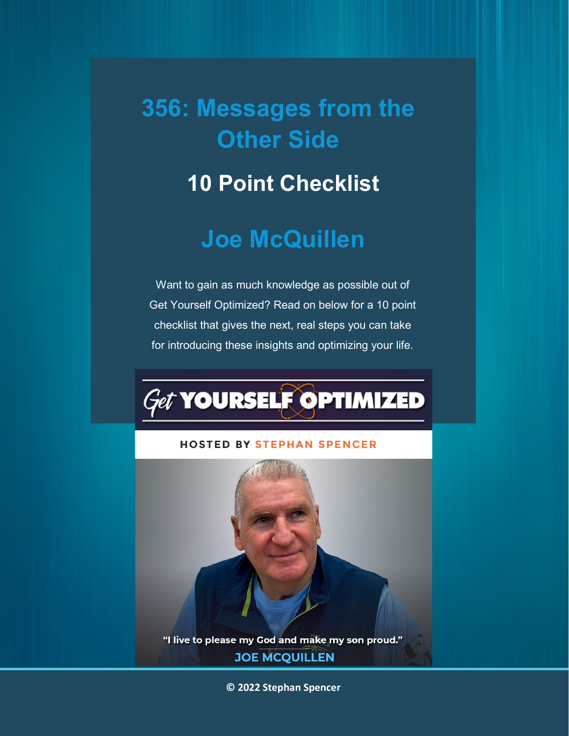# 356: Messages from the Other Side

## 10 Point Checklist

## Joe McQuillen

Want to gain as much knowledge as possible out of Get Yourself Optimized? Read on below for a 10 point checklist that gives the next, real steps you can take for introducing these insights and optimizing your life.

Get YOURSELF OPTIMIZED

HOSTED BY STEPHAN SPENCER

"I live to please my God and make my son proud."

JOE MCQUILLEN

© 2022 Stephan Spencer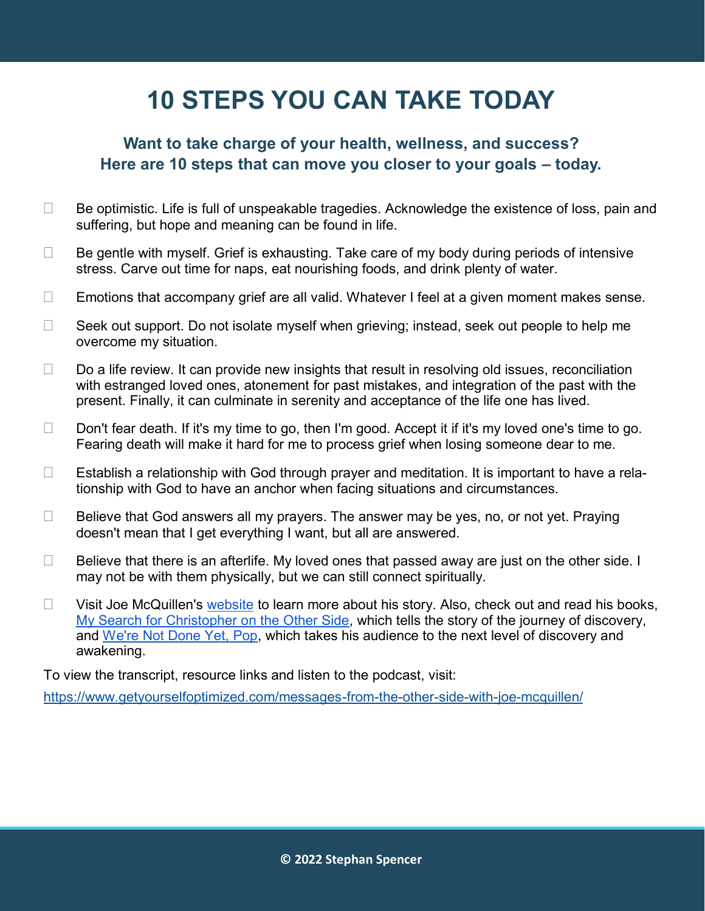# 10 STEPS YOU CAN TAKE TODAY

### Want to take charge of your health, wellness, and success? Here are 10 steps that can move you closer to your goals – today.

- [ ] Be optimistic. Life is full of unspeakable tragedies. Acknowledge the existence of loss, pain and suffering, but hope and meaning can be found in life.
- [ ] Be gentle with myself. Grief is exhausting. Take care of my body during periods of intensive stress. Carve out time for naps, eat nourishing foods, and drink plenty of water.
- [ ] Emotions that accompany grief are all valid. Whatever I feel at a given moment makes sense.
- [ ] Seek out support. Do not isolate myself when grieving; instead, seek out people to help me overcome my situation.
- [ ] Do a life review. It can provide new insights that result in resolving old issues, reconciliation with estranged loved ones, atonement for past mistakes, and integration of the past with the present. Finally, it can culminate in serenity and acceptance of the life one has lived.
- [ ] Don't fear death. If it's my time to go, then I'm good. Accept it if it's my loved one's time to go. Fearing death will make it hard for me to process grief when losing someone dear to me.
- [ ] Establish a relationship with God through prayer and meditation. It is important to have a relationship with God to have an anchor when facing situations and circumstances.
- [ ] Believe that God answers all my prayers. The answer may be yes, no, or not yet. Praying doesn't mean that I get everything I want, but all are answered.
- [ ] Believe that there is an afterlife. My loved ones that passed away are just on the other side. I may not be with them physically, but we can still connect spiritually.
- [ ] Visit Joe McQuillen's website to learn more about his story. Also, check out and read his books, My Search for Christopher on the Other Side, which tells the story of the journey of discovery, and We're Not Done Yet, Pop, which takes his audience to the next level of discovery and awakening.

To view the transcript, resource links and listen to the podcast, visit:

https://www.getyourselfoptimized.com/messages-from-the-other-side-with-joe-mcquillen/

© 2022 Stephan Spencer